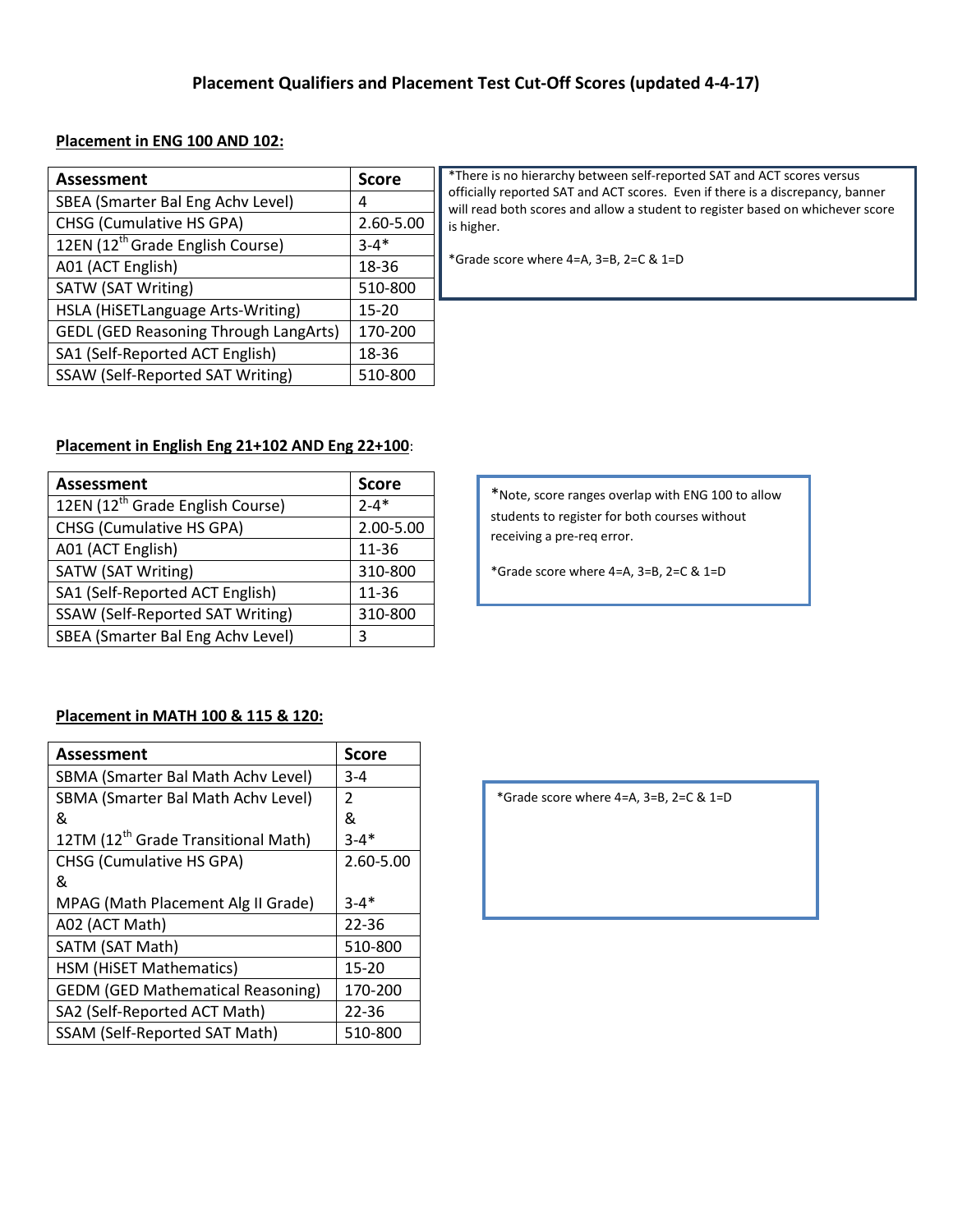# Placement Qualifiers and Placement Test Cut-Off Scores (updated 4-4-17)

**Placement in ENG 100 AND 102:**

| Assessment | Score |
|---|---|
| SBEA (Smarter Bal Eng Achv Level) | 4 |
| CHSG (Cumulative HS GPA) | 2.60-5.00 |
| 12EN (12th Grade English Course) | 3-4* |
| A01 (ACT English) | 18-36 |
| SATW (SAT Writing) | 510-800 |
| HSLA (HiSETLanguage Arts-Writing) | 15-20 |
| GEDL (GED Reasoning Through LangArts) | 170-200 |
| SA1 (Self-Reported ACT English) | 18-36 |
| SSAW (Self-Reported SAT Writing) | 510-800 |

*There is no hierarchy between self-reported SAT and ACT scores versus officially reported SAT and ACT scores. Even if there is a discrepancy, banner will read both scores and allow a student to register based on whichever score is higher.

*Grade score where 4=A, 3=B, 2=C & 1=D

**Placement in English Eng 21+102 AND Eng 22+100**:

| Assessment | Score |
|---|---|
| 12EN (12th Grade English Course) | 2-4* |
| CHSG (Cumulative HS GPA) | 2.00-5.00 |
| A01 (ACT English) | 11-36 |
| SATW (SAT Writing) | 310-800 |
| SA1 (Self-Reported ACT English) | 11-36 |
| SSAW (Self-Reported SAT Writing) | 310-800 |
| SBEA (Smarter Bal Eng Achv Level) | 3 |

*Note, score ranges overlap with ENG 100 to allow students to register for both courses without receiving a pre-req error.

*Grade score where 4=A, 3=B, 2=C & 1=D

**Placement in MATH 100 & 115 & 120:**

| Assessment | Score |
|---|---|
| SBMA (Smarter Bal Math Achv Level) | 3-4 |
| SBMA (Smarter Bal Math Achv Level) & 12TM (12th Grade Transitional Math) | 2 & 3-4* |
| CHSG (Cumulative HS GPA) & MPAG (Math Placement Alg II Grade) | 2.60-5.00 3-4* |
| A02 (ACT Math) | 22-36 |
| SATM (SAT Math) | 510-800 |
| HSM (HiSET Mathematics) | 15-20 |
| GEDM (GED Mathematical Reasoning) | 170-200 |
| SA2 (Self-Reported ACT Math) | 22-36 |
| SSAM (Self-Reported SAT Math) | 510-800 |

*Grade score where 4=A, 3=B, 2=C & 1=D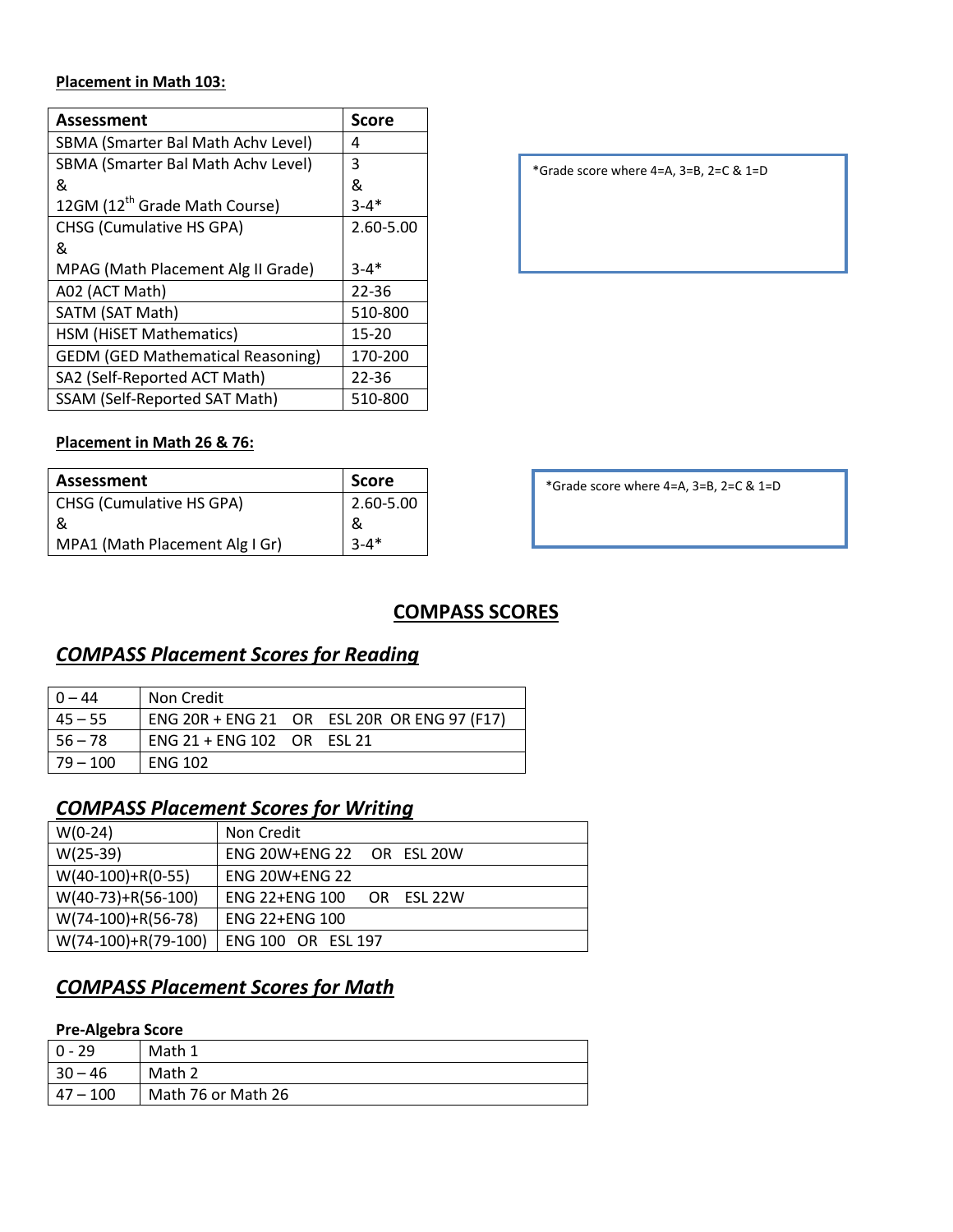**Placement in Math 103:**

| Assessment | Score |
|---|---|
| SBMA (Smarter Bal Math Achv Level) | 4 |
| SBMA (Smarter Bal Math Achv Level) & 12GM (12th Grade Math Course) | 3 & 3-4* |
| CHSG (Cumulative HS GPA) & MPAG (Math Placement Alg II Grade) | 2.60-5.00 & 3-4* |
| A02 (ACT Math) | 22-36 |
| SATM (SAT Math) | 510-800 |
| HSM (HiSET Mathematics) | 15-20 |
| GEDM (GED Mathematical Reasoning) | 170-200 |
| SA2 (Self-Reported ACT Math) | 22-36 |
| SSAM (Self-Reported SAT Math) | 510-800 |

*Grade score where 4=A, 3=B, 2=C & 1=D

**Placement in Math 26 & 76:**

| Assessment | Score |
|---|---|
| CHSG (Cumulative HS GPA) & MPA1 (Math Placement Alg I Gr) | 2.60-5.00 & 3-4* |

*Grade score where 4=A, 3=B, 2=C & 1=D

## COMPASS SCORES

### *COMPASS Placement Scores for Reading*

| | |
|---|---|
| 0 – 44 | Non Credit |
| 45 – 55 | ENG 20R + ENG 21 OR ESL 20R OR ENG 97 (F17) |
| 56 – 78 | ENG 21 + ENG 102 OR ESL 21 |
| 79 – 100 | ENG 102 |

### *COMPASS Placement Scores for Writing*

| | |
|---|---|
| W(0-24) | Non Credit |
| W(25-39) | ENG 20W+ENG 22 OR ESL 20W |
| W(40-100)+R(0-55) | ENG 20W+ENG 22 |
| W(40-73)+R(56-100) | ENG 22+ENG 100 OR ESL 22W |
| W(74-100)+R(56-78) | ENG 22+ENG 100 |
| W(74-100)+R(79-100) | ENG 100 OR ESL 197 |

### *COMPASS Placement Scores for Math*

**Pre-Algebra Score**

| | |
|---|---|
| 0 - 29 | Math 1 |
| 30 – 46 | Math 2 |
| 47 – 100 | Math 76 or Math 26 |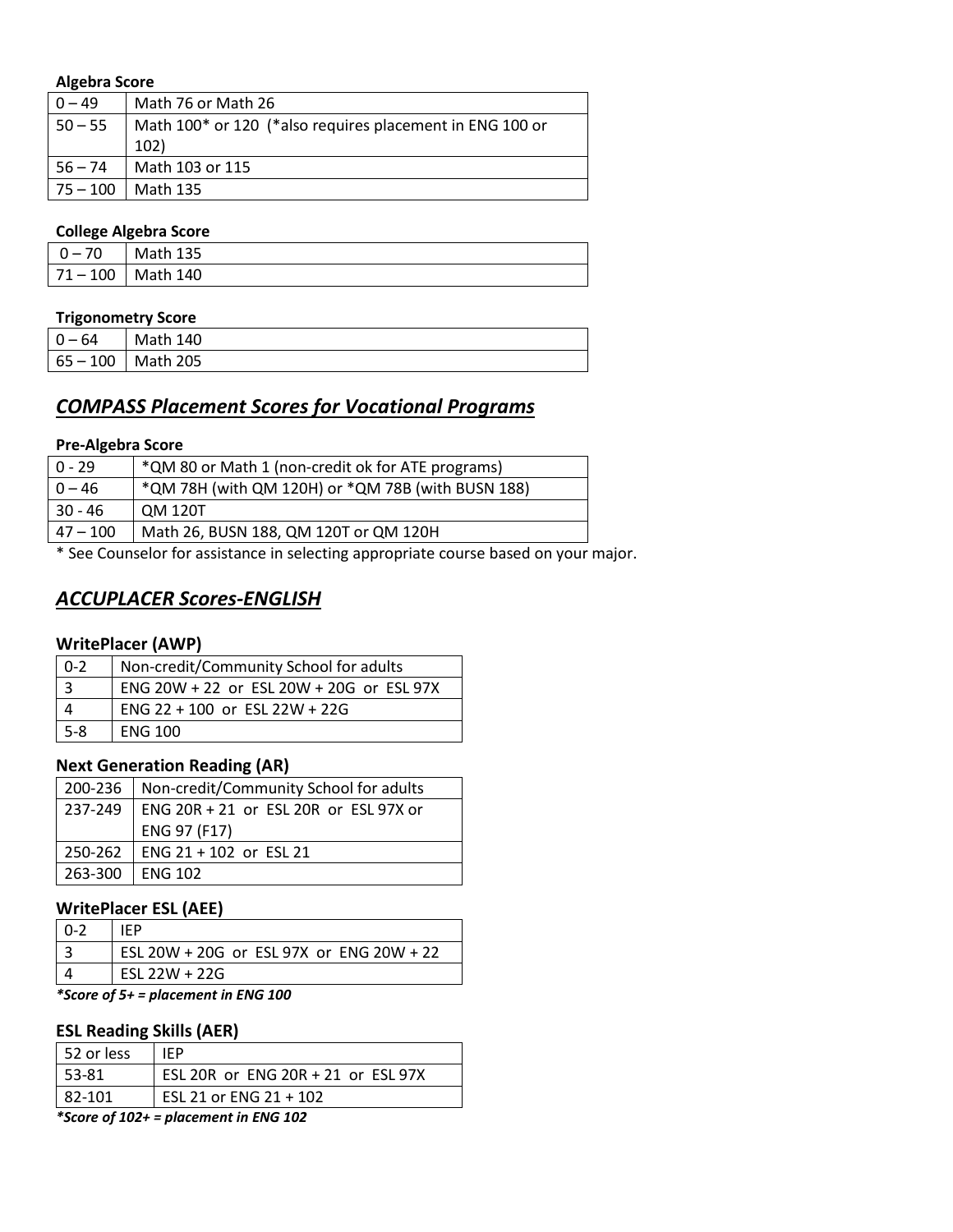**Algebra Score**

| | |
|---|---|
| 0 – 49 | Math 76 or Math 26 |
| 50 – 55 | Math 100* or 120 (*also requires placement in ENG 100 or 102) |
| 56 – 74 | Math 103 or 115 |
| 75 – 100 | Math 135 |

**College Algebra Score**

| | |
|---|---|
| 0 – 70 | Math 135 |
| 71 – 100 | Math 140 |

**Trigonometry Score**

| | |
|---|---|
| 0 – 64 | Math 140 |
| 65 – 100 | Math 205 |

## *COMPASS Placement Scores for Vocational Programs*

**Pre-Algebra Score**

| | |
|---|---|
| 0 - 29 | *QM 80 or Math 1 (non-credit ok for ATE programs) |
| 0 – 46 | *QM 78H (with QM 120H) or *QM 78B (with BUSN 188) |
| 30 - 46 | QM 120T |
| 47 – 100 | Math 26, BUSN 188, QM 120T or QM 120H |

* See Counselor for assistance in selecting appropriate course based on your major.

## *ACCUPLACER Scores-ENGLISH*

### WritePlacer (AWP)

| | |
|---|---|
| 0-2 | Non-credit/Community School for adults |
| 3 | ENG 20W + 22 or ESL 20W + 20G or ESL 97X |
| 4 | ENG 22 + 100 or ESL 22W + 22G |
| 5-8 | ENG 100 |

### Next Generation Reading (AR)

| | |
|---|---|
| 200-236 | Non-credit/Community School for adults |
| 237-249 | ENG 20R + 21 or ESL 20R or ESL 97X or ENG 97 (F17) |
| 250-262 | ENG 21 + 102 or ESL 21 |
| 263-300 | ENG 102 |

### WritePlacer ESL (AEE)

| | |
|---|---|
| 0-2 | IEP |
| 3 | ESL 20W + 20G or ESL 97X or ENG 20W + 22 |
| 4 | ESL 22W + 22G |

***Score of 5+ = placement in ENG 100***

### ESL Reading Skills (AER)

| | |
|---|---|
| 52 or less | IEP |
| 53-81 | ESL 20R or ENG 20R + 21 or ESL 97X |
| 82-101 | ESL 21 or ENG 21 + 102 |

***Score of 102+ = placement in ENG 102***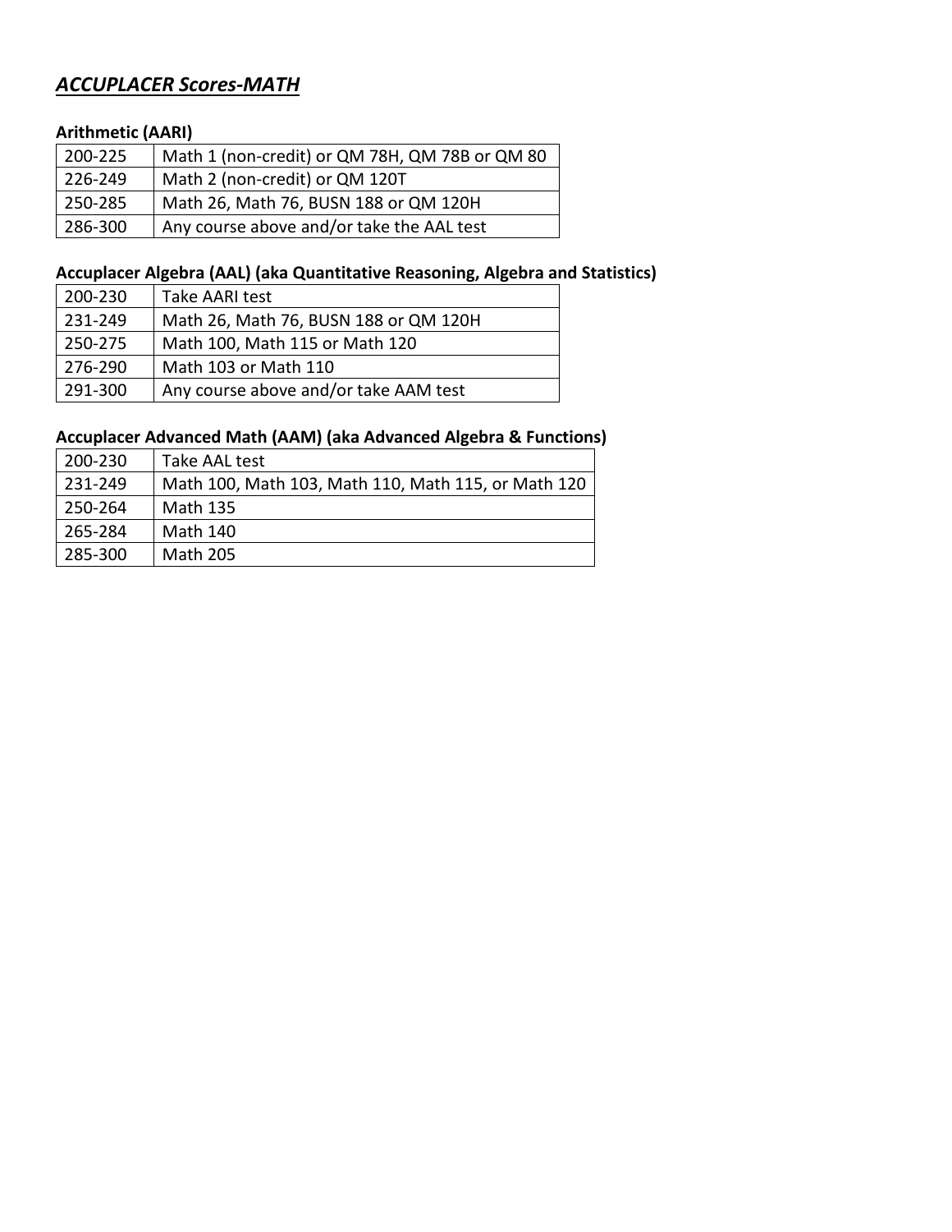## ***ACCUPLACER Scores-MATH***

**Arithmetic (AARI)**

| | |
|---|---|
| 200-225 | Math 1 (non-credit) or QM 78H, QM 78B or QM 80 |
| 226-249 | Math 2 (non-credit) or QM 120T |
| 250-285 | Math 26, Math 76, BUSN 188 or QM 120H |
| 286-300 | Any course above and/or take the AAL test |

**Accuplacer Algebra (AAL) (aka Quantitative Reasoning, Algebra and Statistics)**

| | |
|---|---|
| 200-230 | Take AARI test |
| 231-249 | Math 26, Math 76, BUSN 188 or QM 120H |
| 250-275 | Math 100, Math 115 or Math 120 |
| 276-290 | Math 103 or Math 110 |
| 291-300 | Any course above and/or take AAM test |

**Accuplacer Advanced Math (AAM) (aka Advanced Algebra & Functions)**

| | |
|---|---|
| 200-230 | Take AAL test |
| 231-249 | Math 100, Math 103, Math 110, Math 115, or Math 120 |
| 250-264 | Math 135 |
| 265-284 | Math 140 |
| 285-300 | Math 205 |